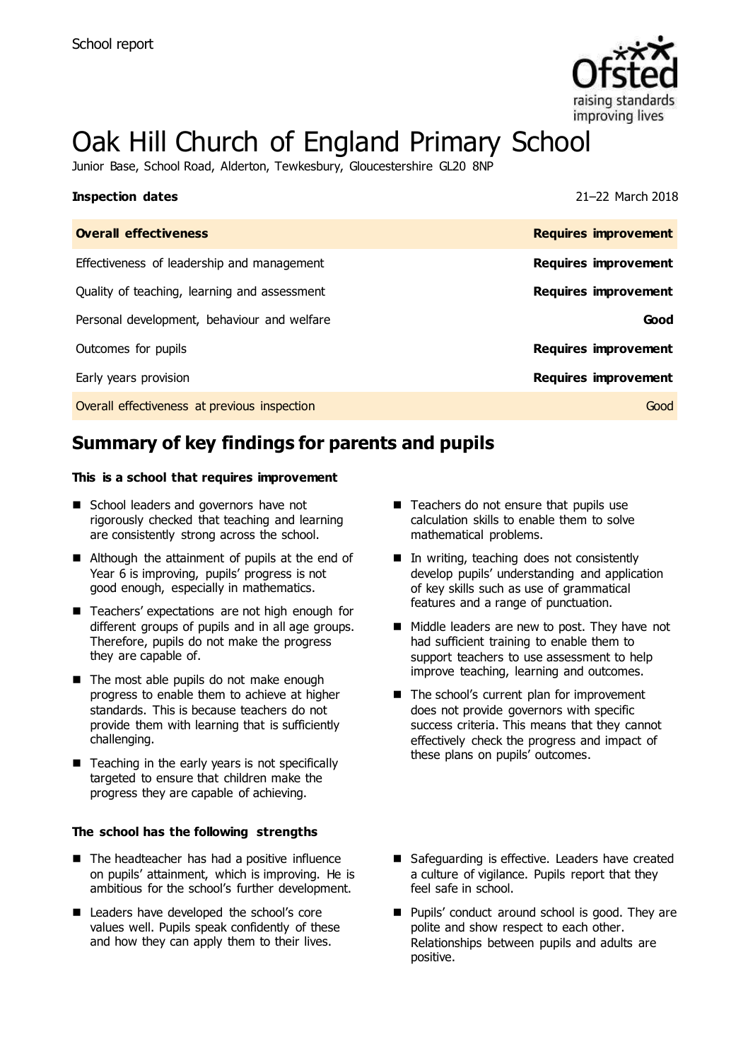School report

# Oak Hill Church of England Primary School

Junior Base, School Road, Alderton, Tewkesbury, Gloucestershire GL20 8NP

**Inspection dates** 21–22 March 2018

| **Overall effectiveness** | **Requires improvement** |
|---|---|
| Effectiveness of leadership and management | **Requires improvement** |
| Quality of teaching, learning and assessment | **Requires improvement** |
| Personal development, behaviour and welfare | **Good** |
| Outcomes for pupils | **Requires improvement** |
| Early years provision | **Requires improvement** |
| Overall effectiveness at previous inspection | Good |

## Summary of key findings for parents and pupils

**This is a school that requires improvement**

- School leaders and governors have not rigorously checked that teaching and learning are consistently strong across the school.
- Although the attainment of pupils at the end of Year 6 is improving, pupils' progress is not good enough, especially in mathematics.
- Teachers' expectations are not high enough for different groups of pupils and in all age groups. Therefore, pupils do not make the progress they are capable of.
- The most able pupils do not make enough progress to enable them to achieve at higher standards. This is because teachers do not provide them with learning that is sufficiently challenging.
- Teaching in the early years is not specifically targeted to ensure that children make the progress they are capable of achieving.
- Teachers do not ensure that pupils use calculation skills to enable them to solve mathematical problems.
- In writing, teaching does not consistently develop pupils' understanding and application of key skills such as use of grammatical features and a range of punctuation.
- Middle leaders are new to post. They have not had sufficient training to enable them to support teachers to use assessment to help improve teaching, learning and outcomes.
- The school's current plan for improvement does not provide governors with specific success criteria. This means that they cannot effectively check the progress and impact of these plans on pupils' outcomes.

**The school has the following strengths**

- The headteacher has had a positive influence on pupils' attainment, which is improving. He is ambitious for the school's further development.
- Leaders have developed the school's core values well. Pupils speak confidently of these and how they can apply them to their lives.
- Safeguarding is effective. Leaders have created a culture of vigilance. Pupils report that they feel safe in school.
- Pupils' conduct around school is good. They are polite and show respect to each other. Relationships between pupils and adults are positive.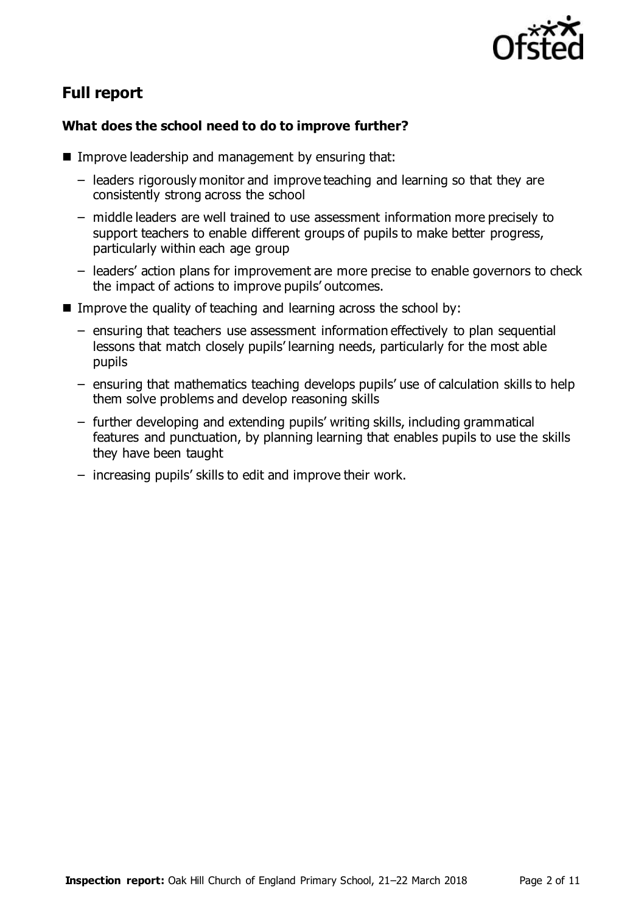## Full report

### What does the school need to do to improve further?

- Improve leadership and management by ensuring that:
  - leaders rigorously monitor and improve teaching and learning so that they are consistently strong across the school
  - middle leaders are well trained to use assessment information more precisely to support teachers to enable different groups of pupils to make better progress, particularly within each age group
  - leaders' action plans for improvement are more precise to enable governors to check the impact of actions to improve pupils' outcomes.
- Improve the quality of teaching and learning across the school by:
  - ensuring that teachers use assessment information effectively to plan sequential lessons that match closely pupils' learning needs, particularly for the most able pupils
  - ensuring that mathematics teaching develops pupils' use of calculation skills to help them solve problems and develop reasoning skills
  - further developing and extending pupils' writing skills, including grammatical features and punctuation, by planning learning that enables pupils to use the skills they have been taught
  - increasing pupils' skills to edit and improve their work.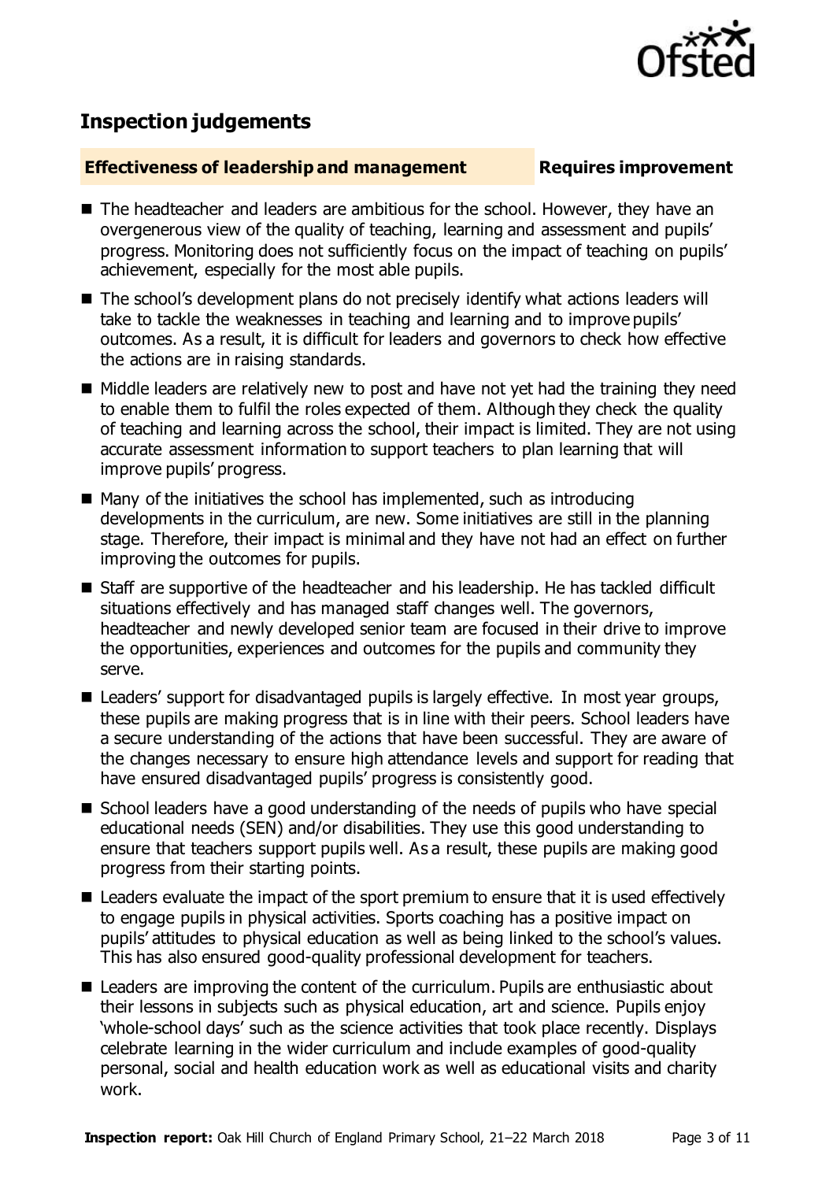## Inspection judgements

**Effectiveness of leadership and management** **Requires improvement**

- The headteacher and leaders are ambitious for the school. However, they have an overgenerous view of the quality of teaching, learning and assessment and pupils' progress. Monitoring does not sufficiently focus on the impact of teaching on pupils' achievement, especially for the most able pupils.
- The school's development plans do not precisely identify what actions leaders will take to tackle the weaknesses in teaching and learning and to improve pupils' outcomes. As a result, it is difficult for leaders and governors to check how effective the actions are in raising standards.
- Middle leaders are relatively new to post and have not yet had the training they need to enable them to fulfil the roles expected of them. Although they check the quality of teaching and learning across the school, their impact is limited. They are not using accurate assessment information to support teachers to plan learning that will improve pupils' progress.
- Many of the initiatives the school has implemented, such as introducing developments in the curriculum, are new. Some initiatives are still in the planning stage. Therefore, their impact is minimal and they have not had an effect on further improving the outcomes for pupils.
- Staff are supportive of the headteacher and his leadership. He has tackled difficult situations effectively and has managed staff changes well. The governors, headteacher and newly developed senior team are focused in their drive to improve the opportunities, experiences and outcomes for the pupils and community they serve.
- Leaders' support for disadvantaged pupils is largely effective. In most year groups, these pupils are making progress that is in line with their peers. School leaders have a secure understanding of the actions that have been successful. They are aware of the changes necessary to ensure high attendance levels and support for reading that have ensured disadvantaged pupils' progress is consistently good.
- School leaders have a good understanding of the needs of pupils who have special educational needs (SEN) and/or disabilities. They use this good understanding to ensure that teachers support pupils well. As a result, these pupils are making good progress from their starting points.
- Leaders evaluate the impact of the sport premium to ensure that it is used effectively to engage pupils in physical activities. Sports coaching has a positive impact on pupils' attitudes to physical education as well as being linked to the school's values. This has also ensured good-quality professional development for teachers.
- Leaders are improving the content of the curriculum. Pupils are enthusiastic about their lessons in subjects such as physical education, art and science. Pupils enjoy 'whole-school days' such as the science activities that took place recently. Displays celebrate learning in the wider curriculum and include examples of good-quality personal, social and health education work as well as educational visits and charity work.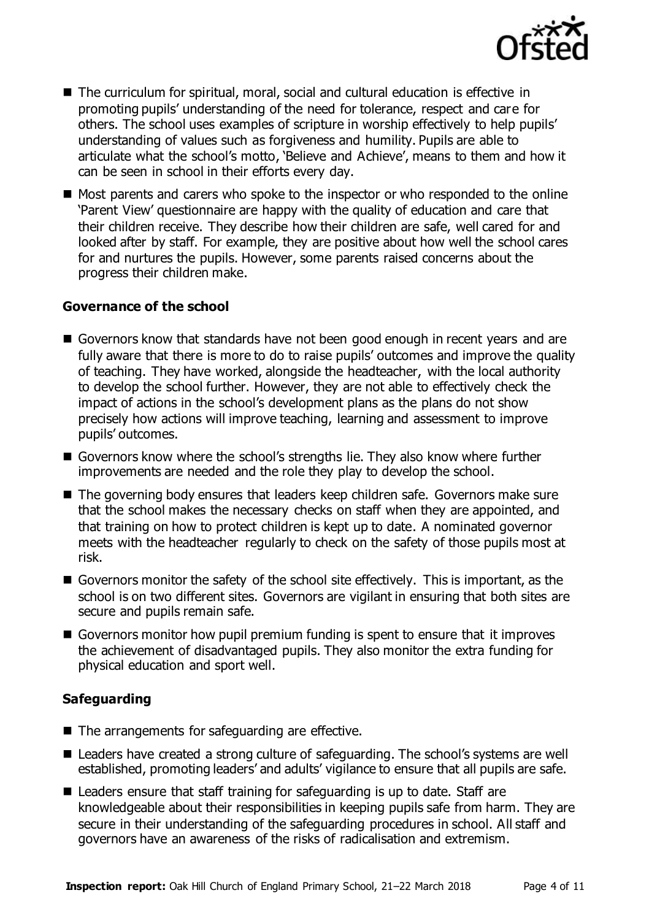- The curriculum for spiritual, moral, social and cultural education is effective in promoting pupils' understanding of the need for tolerance, respect and care for others. The school uses examples of scripture in worship effectively to help pupils' understanding of values such as forgiveness and humility. Pupils are able to articulate what the school's motto, 'Believe and Achieve', means to them and how it can be seen in school in their efforts every day.
- Most parents and carers who spoke to the inspector or who responded to the online 'Parent View' questionnaire are happy with the quality of education and care that their children receive. They describe how their children are safe, well cared for and looked after by staff. For example, they are positive about how well the school cares for and nurtures the pupils. However, some parents raised concerns about the progress their children make.

### Governance of the school

- Governors know that standards have not been good enough in recent years and are fully aware that there is more to do to raise pupils' outcomes and improve the quality of teaching. They have worked, alongside the headteacher, with the local authority to develop the school further. However, they are not able to effectively check the impact of actions in the school's development plans as the plans do not show precisely how actions will improve teaching, learning and assessment to improve pupils' outcomes.
- Governors know where the school's strengths lie. They also know where further improvements are needed and the role they play to develop the school.
- The governing body ensures that leaders keep children safe. Governors make sure that the school makes the necessary checks on staff when they are appointed, and that training on how to protect children is kept up to date. A nominated governor meets with the headteacher regularly to check on the safety of those pupils most at risk.
- Governors monitor the safety of the school site effectively. This is important, as the school is on two different sites. Governors are vigilant in ensuring that both sites are secure and pupils remain safe.
- Governors monitor how pupil premium funding is spent to ensure that it improves the achievement of disadvantaged pupils. They also monitor the extra funding for physical education and sport well.

### Safeguarding

- The arrangements for safeguarding are effective.
- Leaders have created a strong culture of safeguarding. The school's systems are well established, promoting leaders' and adults' vigilance to ensure that all pupils are safe.
- Leaders ensure that staff training for safeguarding is up to date. Staff are knowledgeable about their responsibilities in keeping pupils safe from harm. They are secure in their understanding of the safeguarding procedures in school. All staff and governors have an awareness of the risks of radicalisation and extremism.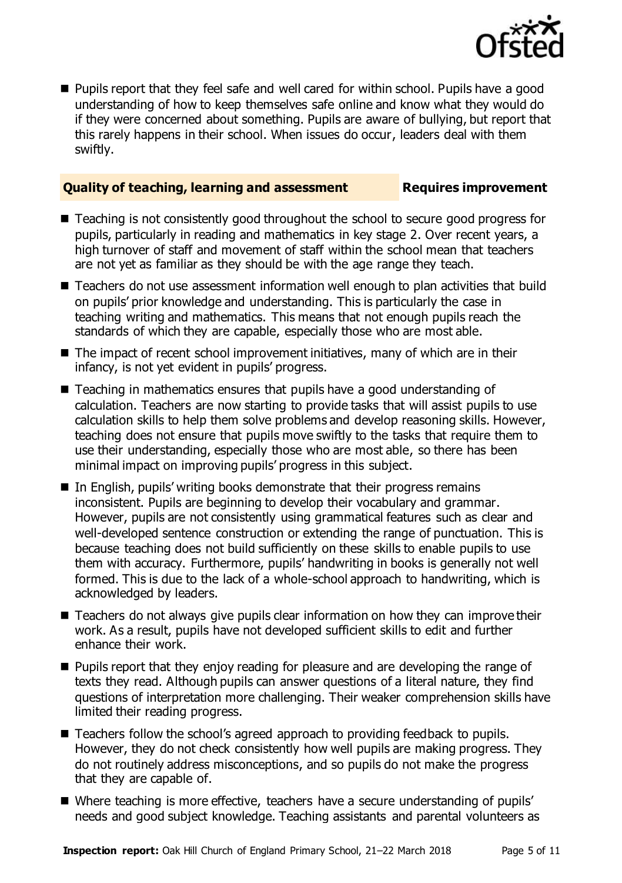- Pupils report that they feel safe and well cared for within school. Pupils have a good understanding of how to keep themselves safe online and know what they would do if they were concerned about something. Pupils are aware of bullying, but report that this rarely happens in their school. When issues do occur, leaders deal with them swiftly.

### Quality of teaching, learning and assessment — Requires improvement

- Teaching is not consistently good throughout the school to secure good progress for pupils, particularly in reading and mathematics in key stage 2. Over recent years, a high turnover of staff and movement of staff within the school mean that teachers are not yet as familiar as they should be with the age range they teach.
- Teachers do not use assessment information well enough to plan activities that build on pupils' prior knowledge and understanding. This is particularly the case in teaching writing and mathematics. This means that not enough pupils reach the standards of which they are capable, especially those who are most able.
- The impact of recent school improvement initiatives, many of which are in their infancy, is not yet evident in pupils' progress.
- Teaching in mathematics ensures that pupils have a good understanding of calculation. Teachers are now starting to provide tasks that will assist pupils to use calculation skills to help them solve problems and develop reasoning skills. However, teaching does not ensure that pupils move swiftly to the tasks that require them to use their understanding, especially those who are most able, so there has been minimal impact on improving pupils' progress in this subject.
- In English, pupils' writing books demonstrate that their progress remains inconsistent. Pupils are beginning to develop their vocabulary and grammar. However, pupils are not consistently using grammatical features such as clear and well-developed sentence construction or extending the range of punctuation. This is because teaching does not build sufficiently on these skills to enable pupils to use them with accuracy. Furthermore, pupils' handwriting in books is generally not well formed. This is due to the lack of a whole-school approach to handwriting, which is acknowledged by leaders.
- Teachers do not always give pupils clear information on how they can improve their work. As a result, pupils have not developed sufficient skills to edit and further enhance their work.
- Pupils report that they enjoy reading for pleasure and are developing the range of texts they read. Although pupils can answer questions of a literal nature, they find questions of interpretation more challenging. Their weaker comprehension skills have limited their reading progress.
- Teachers follow the school's agreed approach to providing feedback to pupils. However, they do not check consistently how well pupils are making progress. They do not routinely address misconceptions, and so pupils do not make the progress that they are capable of.
- Where teaching is more effective, teachers have a secure understanding of pupils' needs and good subject knowledge. Teaching assistants and parental volunteers as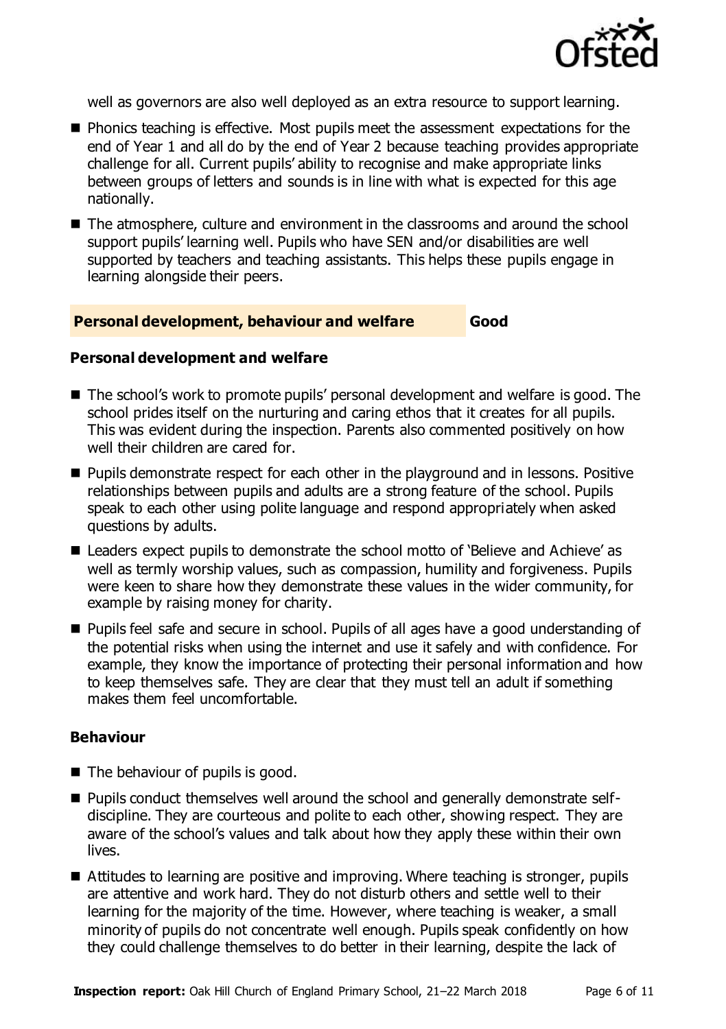well as governors are also well deployed as an extra resource to support learning.

- Phonics teaching is effective. Most pupils meet the assessment expectations for the end of Year 1 and all do by the end of Year 2 because teaching provides appropriate challenge for all. Current pupils' ability to recognise and make appropriate links between groups of letters and sounds is in line with what is expected for this age nationally.
- The atmosphere, culture and environment in the classrooms and around the school support pupils' learning well. Pupils who have SEN and/or disabilities are well supported by teachers and teaching assistants. This helps these pupils engage in learning alongside their peers.

## Personal development, behaviour and welfare — Good

### Personal development and welfare

- The school's work to promote pupils' personal development and welfare is good. The school prides itself on the nurturing and caring ethos that it creates for all pupils. This was evident during the inspection. Parents also commented positively on how well their children are cared for.
- Pupils demonstrate respect for each other in the playground and in lessons. Positive relationships between pupils and adults are a strong feature of the school. Pupils speak to each other using polite language and respond appropriately when asked questions by adults.
- Leaders expect pupils to demonstrate the school motto of 'Believe and Achieve' as well as termly worship values, such as compassion, humility and forgiveness. Pupils were keen to share how they demonstrate these values in the wider community, for example by raising money for charity.
- Pupils feel safe and secure in school. Pupils of all ages have a good understanding of the potential risks when using the internet and use it safely and with confidence. For example, they know the importance of protecting their personal information and how to keep themselves safe. They are clear that they must tell an adult if something makes them feel uncomfortable.

### Behaviour

- The behaviour of pupils is good.
- Pupils conduct themselves well around the school and generally demonstrate self-discipline. They are courteous and polite to each other, showing respect. They are aware of the school's values and talk about how they apply these within their own lives.
- Attitudes to learning are positive and improving. Where teaching is stronger, pupils are attentive and work hard. They do not disturb others and settle well to their learning for the majority of the time. However, where teaching is weaker, a small minority of pupils do not concentrate well enough. Pupils speak confidently on how they could challenge themselves to do better in their learning, despite the lack of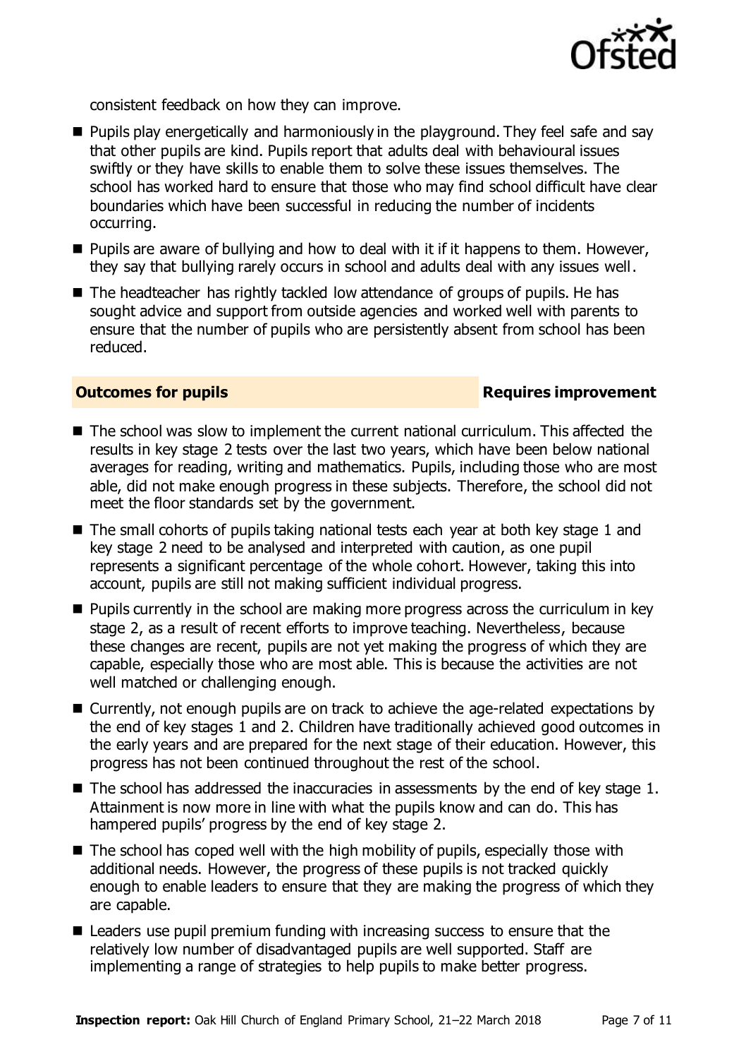consistent feedback on how they can improve.

- Pupils play energetically and harmoniously in the playground. They feel safe and say that other pupils are kind. Pupils report that adults deal with behavioural issues swiftly or they have skills to enable them to solve these issues themselves. The school has worked hard to ensure that those who may find school difficult have clear boundaries which have been successful in reducing the number of incidents occurring.
- Pupils are aware of bullying and how to deal with it if it happens to them. However, they say that bullying rarely occurs in school and adults deal with any issues well.
- The headteacher has rightly tackled low attendance of groups of pupils. He has sought advice and support from outside agencies and worked well with parents to ensure that the number of pupils who are persistently absent from school has been reduced.

## Outcomes for pupils — Requires improvement

- The school was slow to implement the current national curriculum. This affected the results in key stage 2 tests over the last two years, which have been below national averages for reading, writing and mathematics. Pupils, including those who are most able, did not make enough progress in these subjects. Therefore, the school did not meet the floor standards set by the government.
- The small cohorts of pupils taking national tests each year at both key stage 1 and key stage 2 need to be analysed and interpreted with caution, as one pupil represents a significant percentage of the whole cohort. However, taking this into account, pupils are still not making sufficient individual progress.
- Pupils currently in the school are making more progress across the curriculum in key stage 2, as a result of recent efforts to improve teaching. Nevertheless, because these changes are recent, pupils are not yet making the progress of which they are capable, especially those who are most able. This is because the activities are not well matched or challenging enough.
- Currently, not enough pupils are on track to achieve the age-related expectations by the end of key stages 1 and 2. Children have traditionally achieved good outcomes in the early years and are prepared for the next stage of their education. However, this progress has not been continued throughout the rest of the school.
- The school has addressed the inaccuracies in assessments by the end of key stage 1. Attainment is now more in line with what the pupils know and can do. This has hampered pupils' progress by the end of key stage 2.
- The school has coped well with the high mobility of pupils, especially those with additional needs. However, the progress of these pupils is not tracked quickly enough to enable leaders to ensure that they are making the progress of which they are capable.
- Leaders use pupil premium funding with increasing success to ensure that the relatively low number of disadvantaged pupils are well supported. Staff are implementing a range of strategies to help pupils to make better progress.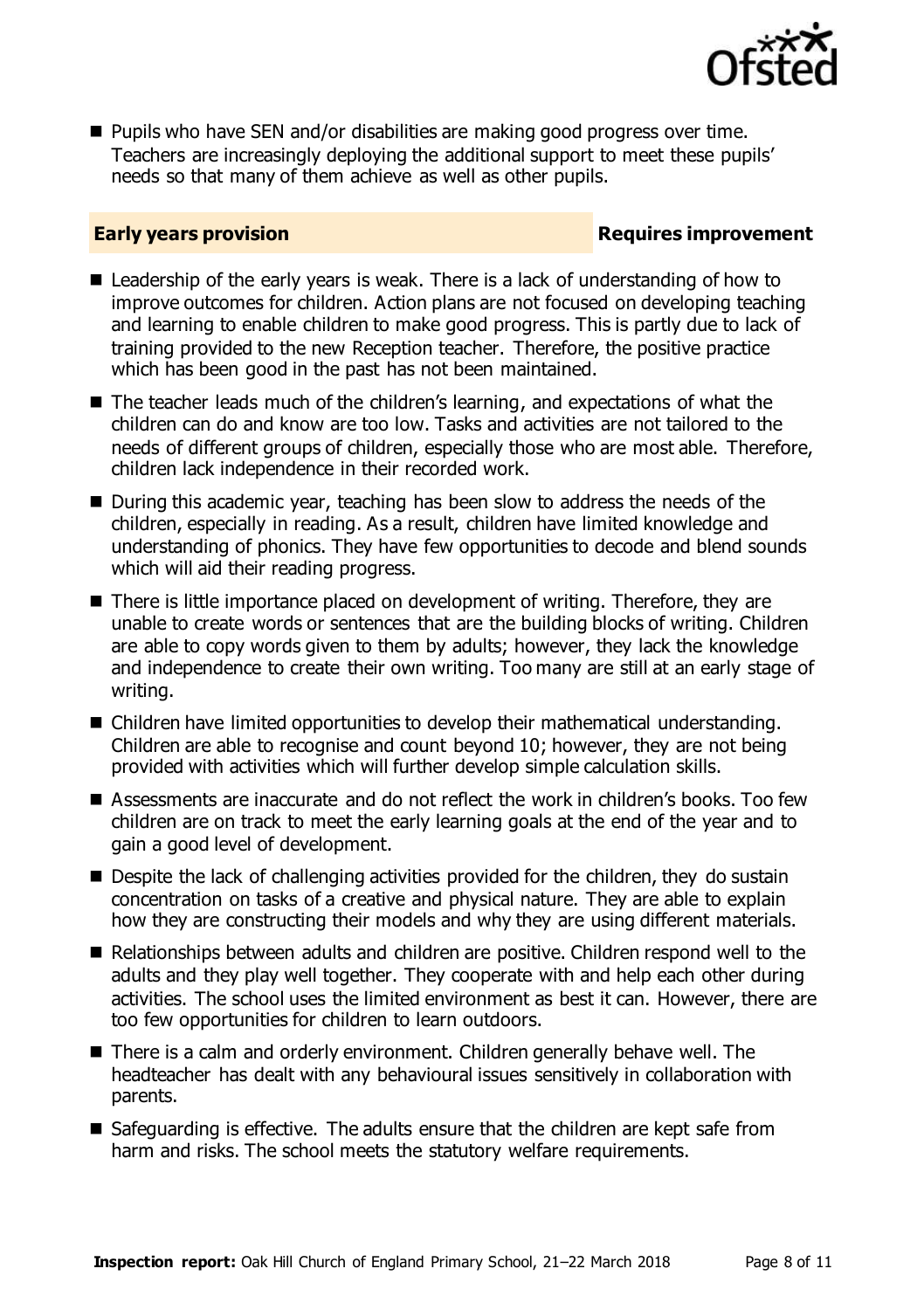- Pupils who have SEN and/or disabilities are making good progress over time. Teachers are increasingly deploying the additional support to meet these pupils' needs so that many of them achieve as well as other pupils.

## Early years provision — Requires improvement

- Leadership of the early years is weak. There is a lack of understanding of how to improve outcomes for children. Action plans are not focused on developing teaching and learning to enable children to make good progress. This is partly due to lack of training provided to the new Reception teacher. Therefore, the positive practice which has been good in the past has not been maintained.
- The teacher leads much of the children's learning, and expectations of what the children can do and know are too low. Tasks and activities are not tailored to the needs of different groups of children, especially those who are most able. Therefore, children lack independence in their recorded work.
- During this academic year, teaching has been slow to address the needs of the children, especially in reading. As a result, children have limited knowledge and understanding of phonics. They have few opportunities to decode and blend sounds which will aid their reading progress.
- There is little importance placed on development of writing. Therefore, they are unable to create words or sentences that are the building blocks of writing. Children are able to copy words given to them by adults; however, they lack the knowledge and independence to create their own writing. Too many are still at an early stage of writing.
- Children have limited opportunities to develop their mathematical understanding. Children are able to recognise and count beyond 10; however, they are not being provided with activities which will further develop simple calculation skills.
- Assessments are inaccurate and do not reflect the work in children's books. Too few children are on track to meet the early learning goals at the end of the year and to gain a good level of development.
- Despite the lack of challenging activities provided for the children, they do sustain concentration on tasks of a creative and physical nature. They are able to explain how they are constructing their models and why they are using different materials.
- Relationships between adults and children are positive. Children respond well to the adults and they play well together. They cooperate with and help each other during activities. The school uses the limited environment as best it can. However, there are too few opportunities for children to learn outdoors.
- There is a calm and orderly environment. Children generally behave well. The headteacher has dealt with any behavioural issues sensitively in collaboration with parents.
- Safeguarding is effective. The adults ensure that the children are kept safe from harm and risks. The school meets the statutory welfare requirements.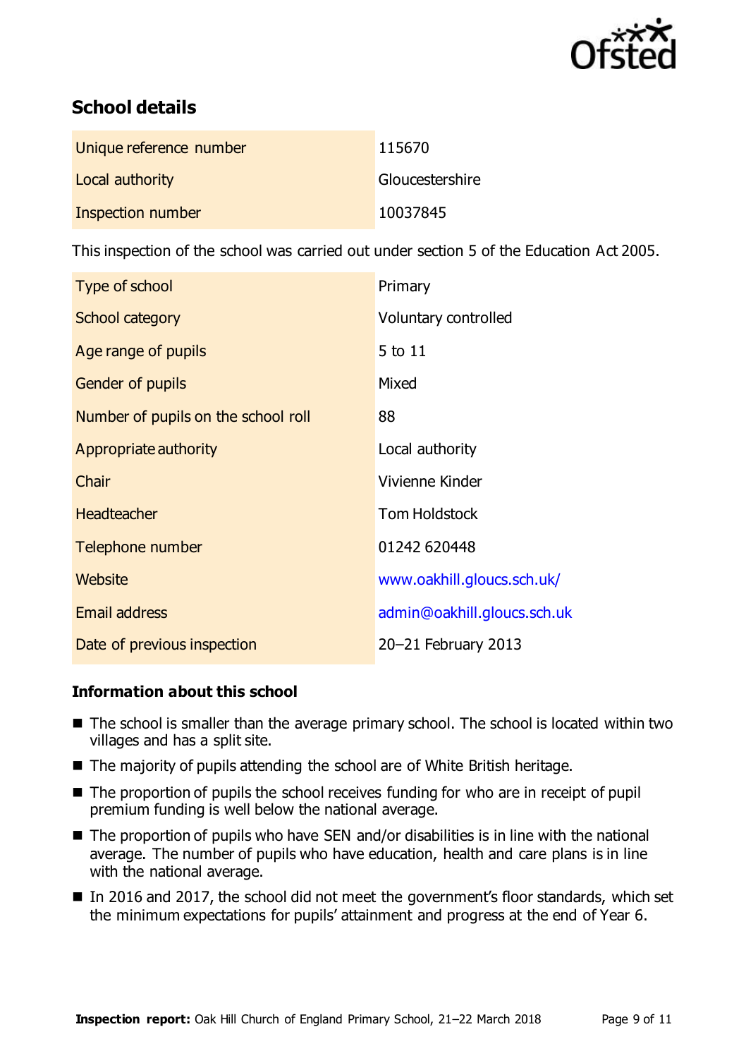## School details

| | |
|---|---|
| Unique reference number | 115670 |
| Local authority | Gloucestershire |
| Inspection number | 10037845 |

This inspection of the school was carried out under section 5 of the Education Act 2005.

| | |
|---|---|
| Type of school | Primary |
| School category | Voluntary controlled |
| Age range of pupils | 5 to 11 |
| Gender of pupils | Mixed |
| Number of pupils on the school roll | 88 |
| Appropriate authority | Local authority |
| Chair | Vivienne Kinder |
| Headteacher | Tom Holdstock |
| Telephone number | 01242 620448 |
| Website | www.oakhill.gloucs.sch.uk/ |
| Email address | admin@oakhill.gloucs.sch.uk |
| Date of previous inspection | 20–21 February 2013 |

### Information about this school

- The school is smaller than the average primary school. The school is located within two villages and has a split site.
- The majority of pupils attending the school are of White British heritage.
- The proportion of pupils the school receives funding for who are in receipt of pupil premium funding is well below the national average.
- The proportion of pupils who have SEN and/or disabilities is in line with the national average. The number of pupils who have education, health and care plans is in line with the national average.
- In 2016 and 2017, the school did not meet the government's floor standards, which set the minimum expectations for pupils' attainment and progress at the end of Year 6.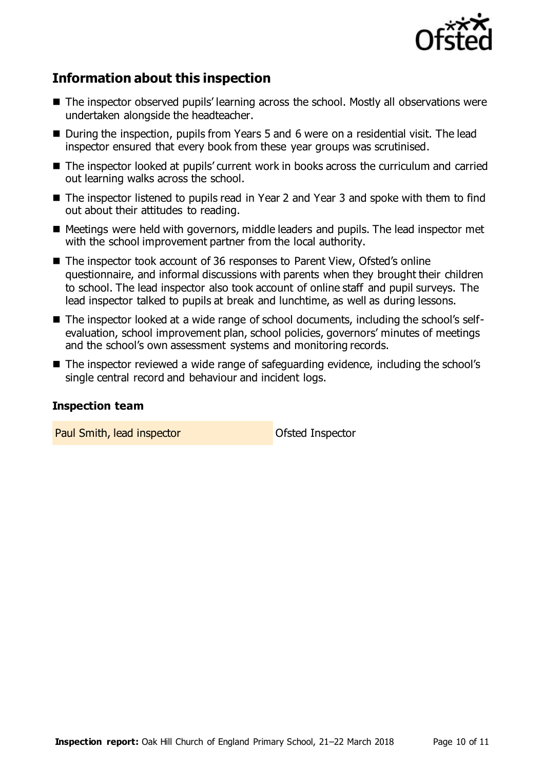## Information about this inspection

- The inspector observed pupils' learning across the school. Mostly all observations were undertaken alongside the headteacher.
- During the inspection, pupils from Years 5 and 6 were on a residential visit. The lead inspector ensured that every book from these year groups was scrutinised.
- The inspector looked at pupils' current work in books across the curriculum and carried out learning walks across the school.
- The inspector listened to pupils read in Year 2 and Year 3 and spoke with them to find out about their attitudes to reading.
- Meetings were held with governors, middle leaders and pupils. The lead inspector met with the school improvement partner from the local authority.
- The inspector took account of 36 responses to Parent View, Ofsted's online questionnaire, and informal discussions with parents when they brought their children to school. The lead inspector also took account of online staff and pupil surveys. The lead inspector talked to pupils at break and lunchtime, as well as during lessons.
- The inspector looked at a wide range of school documents, including the school's self-evaluation, school improvement plan, school policies, governors' minutes of meetings and the school's own assessment systems and monitoring records.
- The inspector reviewed a wide range of safeguarding evidence, including the school's single central record and behaviour and incident logs.

### Inspection team

| | |
|---|---|
| Paul Smith, lead inspector | Ofsted Inspector |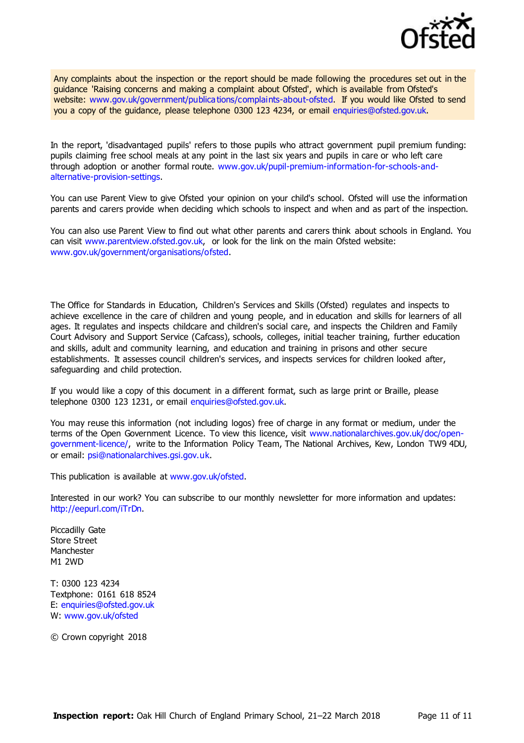Any complaints about the inspection or the report should be made following the procedures set out in the guidance 'Raising concerns and making a complaint about Ofsted', which is available from Ofsted's website: www.gov.uk/government/publications/complaints-about-ofsted. If you would like Ofsted to send you a copy of the guidance, please telephone 0300 123 4234, or email enquiries@ofsted.gov.uk.

In the report, 'disadvantaged pupils' refers to those pupils who attract government pupil premium funding: pupils claiming free school meals at any point in the last six years and pupils in care or who left care through adoption or another formal route. www.gov.uk/pupil-premium-information-for-schools-and-alternative-provision-settings.

You can use Parent View to give Ofsted your opinion on your child's school. Ofsted will use the information parents and carers provide when deciding which schools to inspect and when and as part of the inspection.

You can also use Parent View to find out what other parents and carers think about schools in England. You can visit www.parentview.ofsted.gov.uk, or look for the link on the main Ofsted website: www.gov.uk/government/organisations/ofsted.

The Office for Standards in Education, Children's Services and Skills (Ofsted) regulates and inspects to achieve excellence in the care of children and young people, and in education and skills for learners of all ages. It regulates and inspects childcare and children's social care, and inspects the Children and Family Court Advisory and Support Service (Cafcass), schools, colleges, initial teacher training, further education and skills, adult and community learning, and education and training in prisons and other secure establishments. It assesses council children's services, and inspects services for children looked after, safeguarding and child protection.

If you would like a copy of this document in a different format, such as large print or Braille, please telephone 0300 123 1231, or email enquiries@ofsted.gov.uk.

You may reuse this information (not including logos) free of charge in any format or medium, under the terms of the Open Government Licence. To view this licence, visit www.nationalarchives.gov.uk/doc/open-government-licence/, write to the Information Policy Team, The National Archives, Kew, London TW9 4DU, or email: psi@nationalarchives.gsi.gov.uk.

This publication is available at www.gov.uk/ofsted.

Interested in our work? You can subscribe to our monthly newsletter for more information and updates: http://eepurl.com/iTrDn.

Piccadilly Gate
Store Street
Manchester
M1 2WD

T: 0300 123 4234
Textphone: 0161 618 8524
E: enquiries@ofsted.gov.uk
W: www.gov.uk/ofsted

© Crown copyright 2018